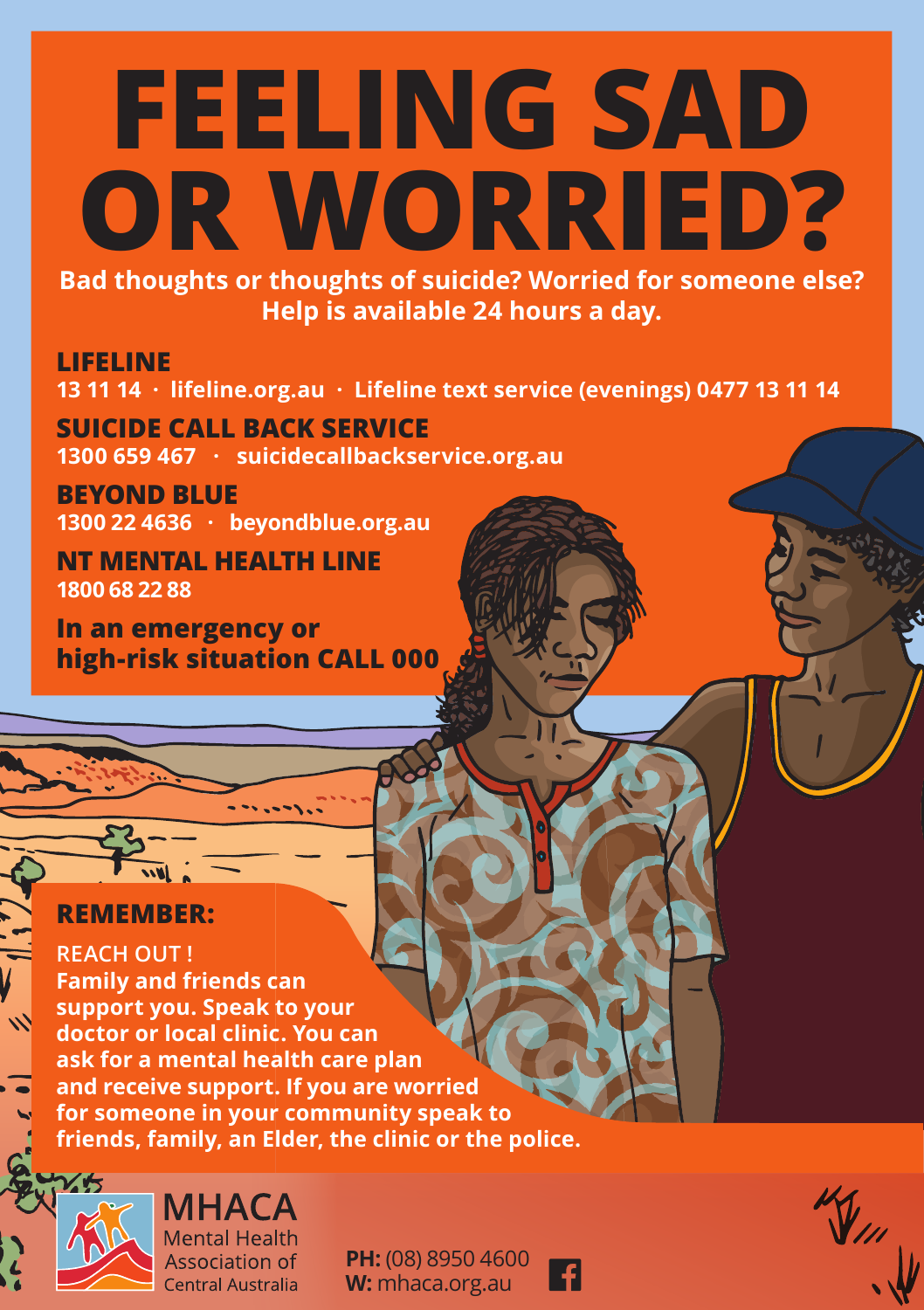# FEELING SAD OR WORRIED?

**Bad thoughts or thoughts of suicide? Worried for someone else? Help is available 24 hours a day.**

## LIFELINE

**13 11 14 · lifeline.org.au · Lifeline text service (evenings) 0477 13 11 14**

## SUICIDE CALL BACK SERVICE

**1300 659 467 · suicidecallbackservice.org.au**

## BEYOND BLUE

**1300 22 4636 · beyondblue.org.au**

## NT MENTAL HEALTH LINE

**1800 68 22 88**

**In an emergency or high-risk situation CALL 000**

## REMEMBER:

REACH OUT !

**Family and friends can support you. Speak to your doctor or local clinic. You can ask for a mental health care plan and receive support. If you are worried for someone in your community speak to friends, family, an Elder, the clinic or the police.**

MHACA
Mental Health Association of Central Australia

**PH:** (08) 8950 4600
**W:** mhaca.org.au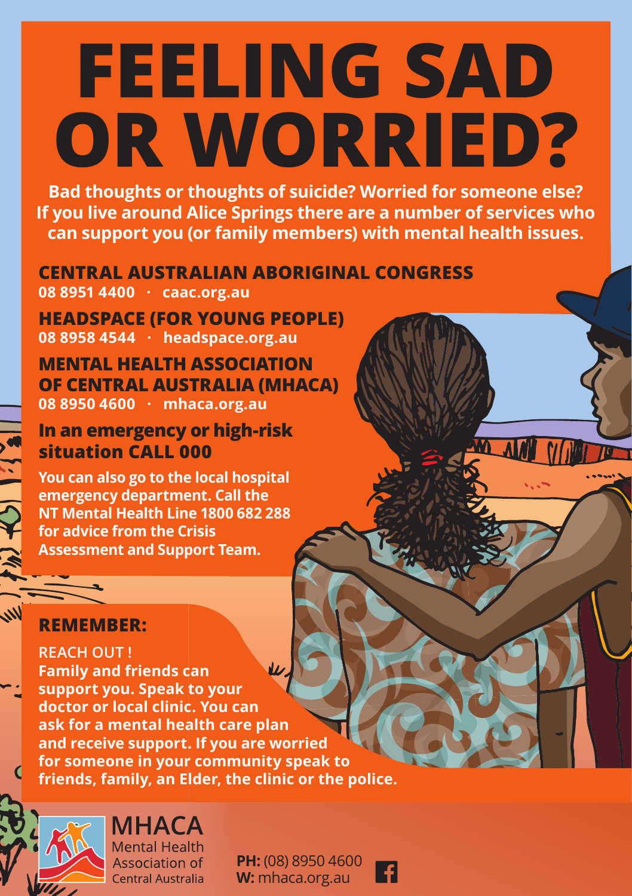# FEELING SAD OR WORRIED?

**Bad thoughts or thoughts of suicide? Worried for someone else? If you live around Alice Springs there are a number of services who can support you (or family members) with mental health issues.**

## CENTRAL AUSTRALIAN ABORIGINAL CONGRESS

**08 8951 4400 · caac.org.au**

## HEADSPACE (FOR YOUNG PEOPLE)

**08 8958 4544 · headspace.org.au**

## MENTAL HEALTH ASSOCIATION OF CENTRAL AUSTRALIA (MHACA)

**08 8950 4600 · mhaca.org.au**

## In an emergency or high-risk situation CALL 000

**You can also go to the local hospital emergency department. Call the NT Mental Health Line 1800 682 288 for advice from the Crisis Assessment and Support Team.**

## REMEMBER:

REACH OUT !

**Family and friends can support you. Speak to your doctor or local clinic. You can ask for a mental health care plan and receive support. If you are worried for someone in your community speak to friends, family, an Elder, the clinic or the police.**

MHACA
Mental Health Association of Central Australia

**PH:** (08) 8950 4600
**W:** mhaca.org.au